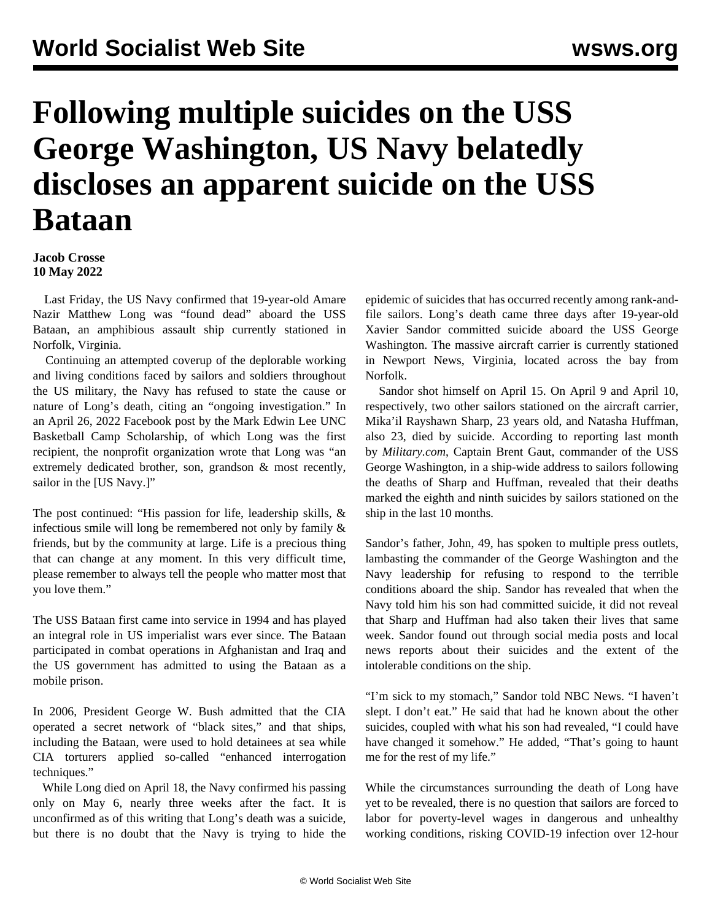# Following multiple suicides on the USS George Washington, US Navy belatedly discloses an apparent suicide on the USS Bataan

**Jacob Crosse**
**10 May 2022**

Last Friday, the US Navy confirmed that 19-year-old Amare Nazir Matthew Long was "found dead" aboard the USS Bataan, an amphibious assault ship currently stationed in Norfolk, Virginia.

Continuing an attempted coverup of the deplorable working and living conditions faced by sailors and soldiers throughout the US military, the Navy has refused to state the cause or nature of Long's death, citing an "ongoing investigation." In an April 26, 2022 Facebook post by the Mark Edwin Lee UNC Basketball Camp Scholarship, of which Long was the first recipient, the nonprofit organization wrote that Long was "an extremely dedicated brother, son, grandson & most recently, sailor in the [US Navy.]"

The post continued: "His passion for life, leadership skills, & infectious smile will long be remembered not only by family & friends, but by the community at large. Life is a precious thing that can change at any moment. In this very difficult time, please remember to always tell the people who matter most that you love them."

The USS Bataan first came into service in 1994 and has played an integral role in US imperialist wars ever since. The Bataan participated in combat operations in Afghanistan and Iraq and the US government has admitted to using the Bataan as a mobile prison.

In 2006, President George W. Bush admitted that the CIA operated a secret network of "black sites," and that ships, including the Bataan, were used to hold detainees at sea while CIA torturers applied so-called "enhanced interrogation techniques."

While Long died on April 18, the Navy confirmed his passing only on May 6, nearly three weeks after the fact. It is unconfirmed as of this writing that Long's death was a suicide, but there is no doubt that the Navy is trying to hide the epidemic of suicides that has occurred recently among rank-and-file sailors. Long's death came three days after 19-year-old Xavier Sandor committed suicide aboard the USS George Washington. The massive aircraft carrier is currently stationed in Newport News, Virginia, located across the bay from Norfolk.

Sandor shot himself on April 15. On April 9 and April 10, respectively, two other sailors stationed on the aircraft carrier, Mika'il Rayshawn Sharp, 23 years old, and Natasha Huffman, also 23, died by suicide. According to reporting last month by *Military.com*, Captain Brent Gaut, commander of the USS George Washington, in a ship-wide address to sailors following the deaths of Sharp and Huffman, revealed that their deaths marked the eighth and ninth suicides by sailors stationed on the ship in the last 10 months.

Sandor's father, John, 49, has spoken to multiple press outlets, lambasting the commander of the George Washington and the Navy leadership for refusing to respond to the terrible conditions aboard the ship. Sandor has revealed that when the Navy told him his son had committed suicide, it did not reveal that Sharp and Huffman had also taken their lives that same week. Sandor found out through social media posts and local news reports about their suicides and the extent of the intolerable conditions on the ship.

"I'm sick to my stomach," Sandor told NBC News. "I haven't slept. I don't eat." He said that had he known about the other suicides, coupled with what his son had revealed, "I could have have changed it somehow." He added, "That's going to haunt me for the rest of my life."

While the circumstances surrounding the death of Long have yet to be revealed, there is no question that sailors are forced to labor for poverty-level wages in dangerous and unhealthy working conditions, risking COVID-19 infection over 12-hour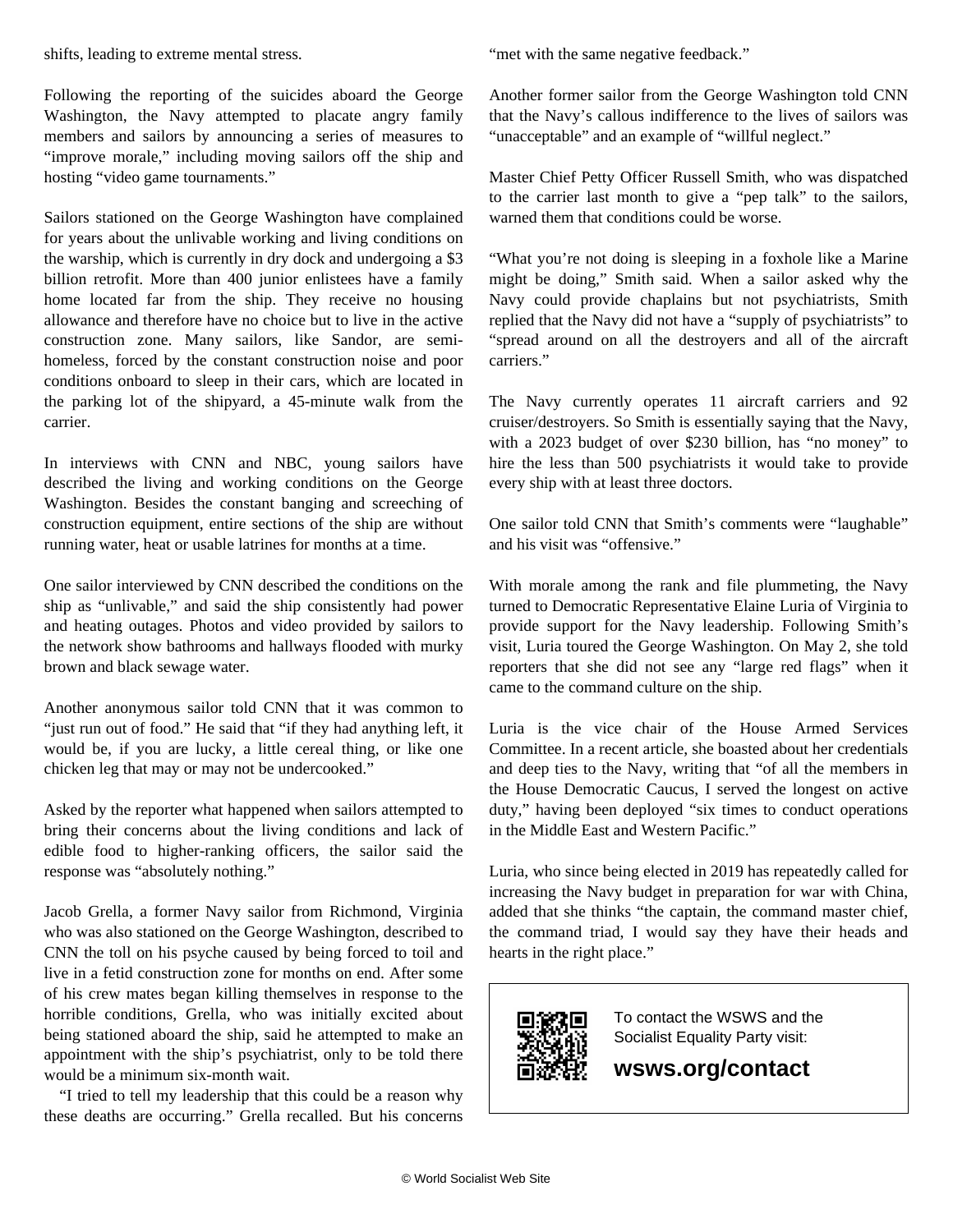shifts, leading to extreme mental stress.

Following the reporting of the suicides aboard the George Washington, the Navy attempted to placate angry family members and sailors by announcing a series of measures to "improve morale," including moving sailors off the ship and hosting "video game tournaments."

Sailors stationed on the George Washington have complained for years about the unlivable working and living conditions on the warship, which is currently in dry dock and undergoing a $3 billion retrofit. More than 400 junior enlistees have a family home located far from the ship. They receive no housing allowance and therefore have no choice but to live in the active construction zone. Many sailors, like Sandor, are semi-homeless, forced by the constant construction noise and poor conditions onboard to sleep in their cars, which are located in the parking lot of the shipyard, a 45-minute walk from the carrier.

In interviews with CNN and NBC, young sailors have described the living and working conditions on the George Washington. Besides the constant banging and screeching of construction equipment, entire sections of the ship are without running water, heat or usable latrines for months at a time.

One sailor interviewed by CNN described the conditions on the ship as "unlivable," and said the ship consistently had power and heating outages. Photos and video provided by sailors to the network show bathrooms and hallways flooded with murky brown and black sewage water.

Another anonymous sailor told CNN that it was common to "just run out of food." He said that "if they had anything left, it would be, if you are lucky, a little cereal thing, or like one chicken leg that may or may not be undercooked."

Asked by the reporter what happened when sailors attempted to bring their concerns about the living conditions and lack of edible food to higher-ranking officers, the sailor said the response was "absolutely nothing."

Jacob Grella, a former Navy sailor from Richmond, Virginia who was also stationed on the George Washington, described to CNN the toll on his psyche caused by being forced to toil and live in a fetid construction zone for months on end. After some of his crew mates began killing themselves in response to the horrible conditions, Grella, who was initially excited about being stationed aboard the ship, said he attempted to make an appointment with the ship's psychiatrist, only to be told there would be a minimum six-month wait.

"I tried to tell my leadership that this could be a reason why these deaths are occurring." Grella recalled. But his concerns "met with the same negative feedback."

Another former sailor from the George Washington told CNN that the Navy's callous indifference to the lives of sailors was "unacceptable" and an example of "willful neglect."

Master Chief Petty Officer Russell Smith, who was dispatched to the carrier last month to give a "pep talk" to the sailors, warned them that conditions could be worse.

"What you're not doing is sleeping in a foxhole like a Marine might be doing," Smith said. When a sailor asked why the Navy could provide chaplains but not psychiatrists, Smith replied that the Navy did not have a "supply of psychiatrists" to "spread around on all the destroyers and all of the aircraft carriers."

The Navy currently operates 11 aircraft carriers and 92 cruiser/destroyers. So Smith is essentially saying that the Navy, with a 2023 budget of over $230 billion, has "no money" to hire the less than 500 psychiatrists it would take to provide every ship with at least three doctors.

One sailor told CNN that Smith's comments were "laughable" and his visit was "offensive."

With morale among the rank and file plummeting, the Navy turned to Democratic Representative Elaine Luria of Virginia to provide support for the Navy leadership. Following Smith's visit, Luria toured the George Washington. On May 2, she told reporters that she did not see any "large red flags" when it came to the command culture on the ship.

Luria is the vice chair of the House Armed Services Committee. In a recent article, she boasted about her credentials and deep ties to the Navy, writing that "of all the members in the House Democratic Caucus, I served the longest on active duty," having been deployed "six times to conduct operations in the Middle East and Western Pacific."

Luria, who since being elected in 2019 has repeatedly called for increasing the Navy budget in preparation for war with China, added that she thinks "the captain, the command master chief, the command triad, I would say they have their heads and hearts in the right place."

To contact the WSWS and the Socialist Equality Party visit:

**wsws.org/contact**